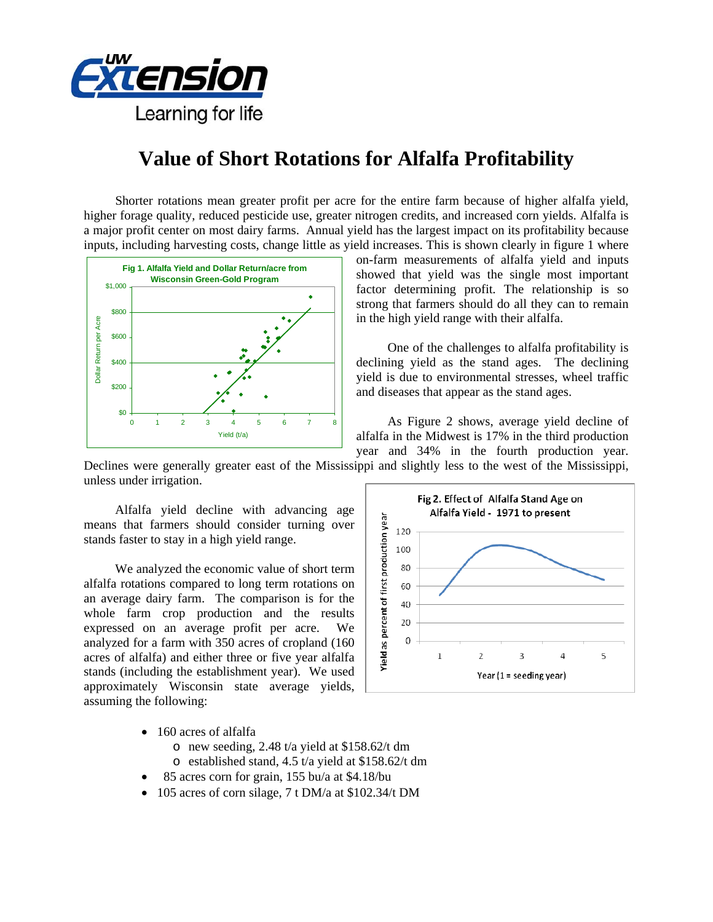# Value of Short Rotations for Alfalfa Profitability

Shorter rotations mean greater profit per acre for the entire farm because of higher alfalfa yield, higher forage quality, reduced pesticide use, greater nitrogen credits, and increased corn yields. Alfalfa is a major profit center on most dairy farms. Annual yield has the largest impact on its profitability because inputs, including harvesting costs, change little as yield increases. This is shown clearly in figure 1 where on-farm measurements of alfalfa yield and inputs showed that yield was the single most important factor determining profit. The relationship is so strong that farmers should do all they can to remain in the high yield range with their alfalfa.

Fig 1. Alfalfa Yield and Dollar Return/acre from Wisconsin Green-Gold Program

One of the challenges to alfalfa profitability is declining yield as the stand ages. The declining yield is due to environmental stresses, wheel traffic and diseases that appear as the stand ages.

As Figure 2 shows, average yield decline of alfalfa in the Midwest is 17% in the third production year and 34% in the fourth production year. Declines were generally greater east of the Mississippi and slightly less to the west of the Mississippi, unless under irrigation.

Fig 2. Effect of Alfalfa Stand Age on Alfalfa Yield - 1971 to present

Alfalfa yield decline with advancing age means that farmers should consider turning over stands faster to stay in a high yield range.

We analyzed the economic value of short term alfalfa rotations compared to long term rotations on an average dairy farm. The comparison is for the whole farm crop production and the results expressed on an average profit per acre. We analyzed for a farm with 350 acres of cropland (160 acres of alfalfa) and either three or five year alfalfa stands (including the establishment year). We used approximately Wisconsin state average yields, assuming the following:

- 160 acres of alfalfa
  - new seeding, 2.48 t/a yield at $158.62/t dm
  - established stand, 4.5 t/a yield at $158.62/t dm
- 85 acres corn for grain, 155 bu/a at $4.18/bu
- 105 acres of corn silage, 7 t DM/a at $102.34/t DM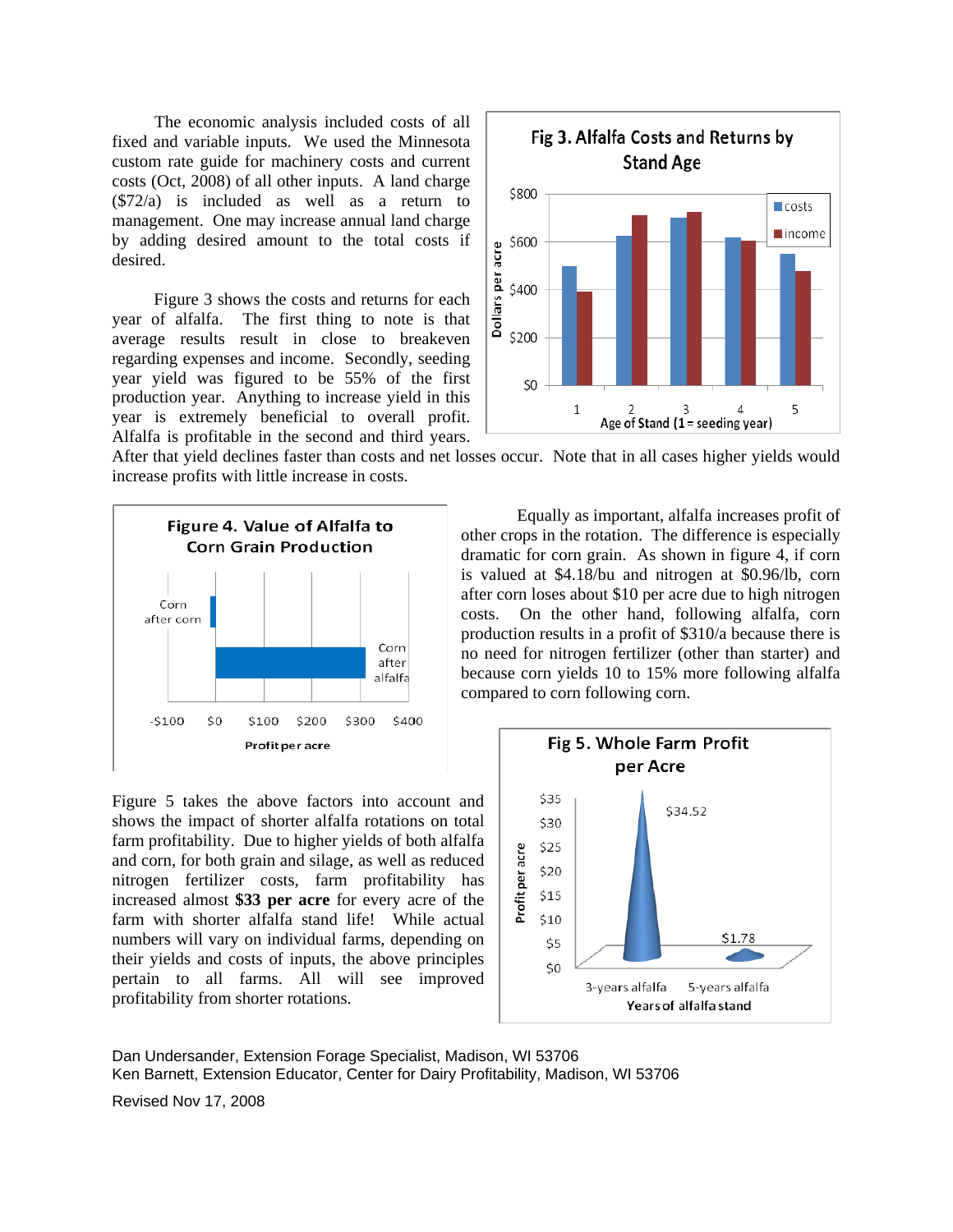The economic analysis included costs of all fixed and variable inputs. We used the Minnesota custom rate guide for machinery costs and current costs (Oct, 2008) of all other inputs. A land charge ($72/a) is included as well as a return to management. One may increase annual land charge by adding desired amount to the total costs if desired.

Figure 3 shows the costs and returns for each year of alfalfa. The first thing to note is that average results result in close to breakeven regarding expenses and income. Secondly, seeding year yield was figured to be 55% of the first production year. Anything to increase yield in this year is extremely beneficial to overall profit. Alfalfa is profitable in the second and third years. After that yield declines faster than costs and net losses occur. Note that in all cases higher yields would increase profits with little increase in costs.

**Fig 3. Alfalfa Costs and Returns by Stand Age**

Dollars per acre

$800
$600
$400
$200
$0

costs
income

1 2 3 4 5

Age of Stand (1 = seeding year)

Equally as important, alfalfa increases profit of other crops in the rotation. The difference is especially dramatic for corn grain. As shown in figure 4, if corn is valued at $4.18/bu and nitrogen at $0.96/lb, corn after corn loses about $10 per acre due to high nitrogen costs. On the other hand, following alfalfa, corn production results in a profit of $310/a because there is no need for nitrogen fertilizer (other than starter) and because corn yields 10 to 15% more following alfalfa compared to corn following corn.

**Figure 4. Value of Alfalfa to Corn Grain Production**

Corn after corn

Corn after alfalfa

-$100 $0 $100 $200 $300 $400

Profit per acre

Figure 5 takes the above factors into account and shows the impact of shorter alfalfa rotations on total farm profitability. Due to higher yields of both alfalfa and corn, for both grain and silage, as well as reduced nitrogen fertilizer costs, farm profitability has increased almost **$33 per acre** for every acre of the farm with shorter alfalfa stand life! While actual numbers will vary on individual farms, depending on their yields and costs of inputs, the above principles pertain to all farms. All will see improved profitability from shorter rotations.

**Fig 5. Whole Farm Profit per Acre**

Profit per acre

$35
$30
$25
$20
$15
$10
$5
$0

$34.52

$1.78

3-years alfalfa 5-years alfalfa

Years of alfalfa stand

Dan Undersander, Extension Forage Specialist, Madison, WI 53706
Ken Barnett, Extension Educator, Center for Dairy Profitability, Madison, WI 53706

Revised Nov 17, 2008